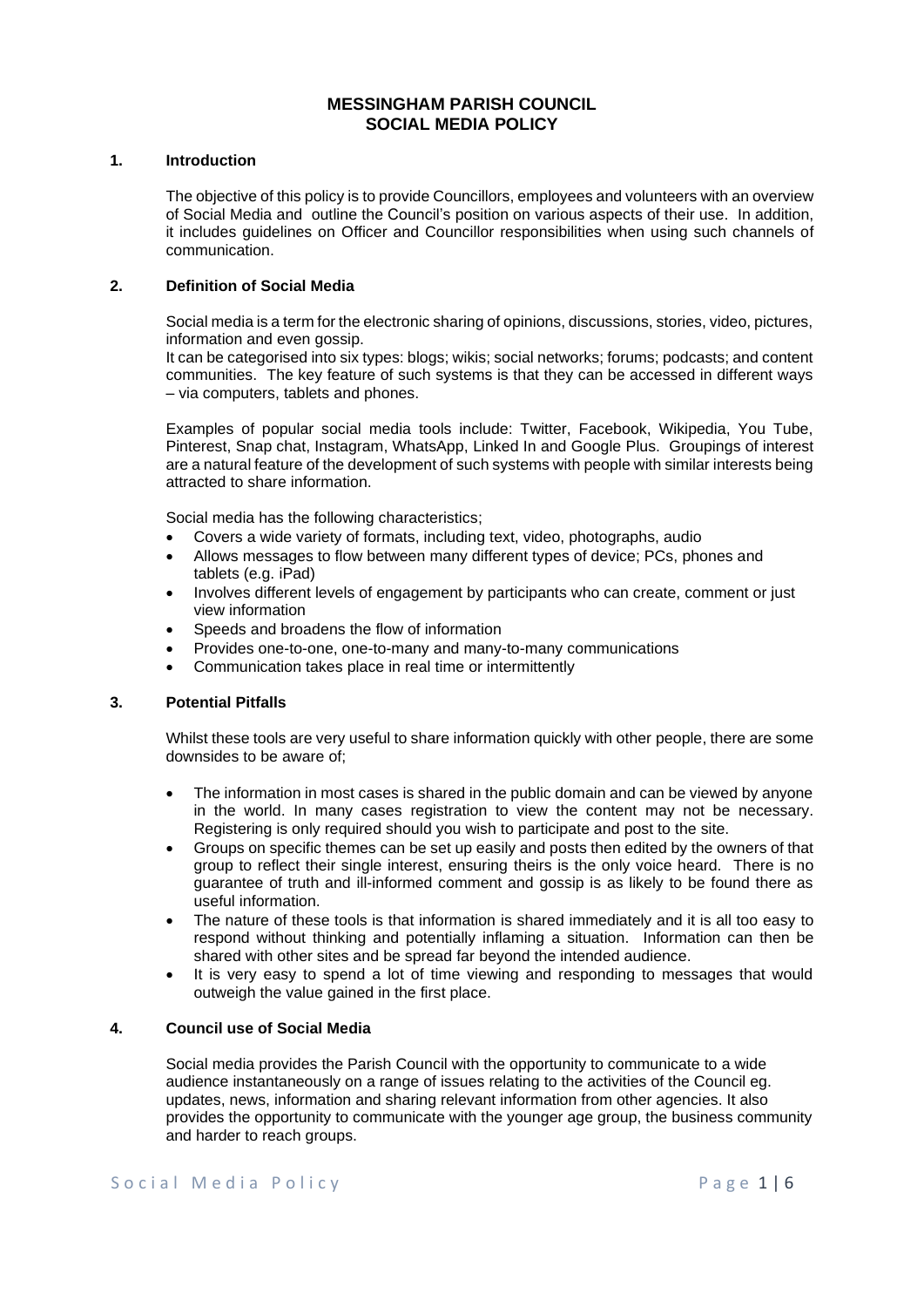# MESSINGHAM PARISH COUNCIL
# SOCIAL MEDIA POLICY

## 1. Introduction

The objective of this policy is to provide Councillors, employees and volunteers with an overview of Social Media and outline the Council's position on various aspects of their use. In addition, it includes guidelines on Officer and Councillor responsibilities when using such channels of communication.

## 2. Definition of Social Media

Social media is a term for the electronic sharing of opinions, discussions, stories, video, pictures, information and even gossip.
It can be categorised into six types: blogs; wikis; social networks; forums; podcasts; and content communities. The key feature of such systems is that they can be accessed in different ways – via computers, tablets and phones.

Examples of popular social media tools include: Twitter, Facebook, Wikipedia, You Tube, Pinterest, Snap chat, Instagram, WhatsApp, Linked In and Google Plus. Groupings of interest are a natural feature of the development of such systems with people with similar interests being attracted to share information.

Social media has the following characteristics;

- Covers a wide variety of formats, including text, video, photographs, audio
- Allows messages to flow between many different types of device; PCs, phones and tablets (e.g. iPad)
- Involves different levels of engagement by participants who can create, comment or just view information
- Speeds and broadens the flow of information
- Provides one-to-one, one-to-many and many-to-many communications
- Communication takes place in real time or intermittently

## 3. Potential Pitfalls

Whilst these tools are very useful to share information quickly with other people, there are some downsides to be aware of;

- The information in most cases is shared in the public domain and can be viewed by anyone in the world. In many cases registration to view the content may not be necessary. Registering is only required should you wish to participate and post to the site.
- Groups on specific themes can be set up easily and posts then edited by the owners of that group to reflect their single interest, ensuring theirs is the only voice heard. There is no guarantee of truth and ill-informed comment and gossip is as likely to be found there as useful information.
- The nature of these tools is that information is shared immediately and it is all too easy to respond without thinking and potentially inflaming a situation. Information can then be shared with other sites and be spread far beyond the intended audience.
- It is very easy to spend a lot of time viewing and responding to messages that would outweigh the value gained in the first place.

## 4. Council use of Social Media

Social media provides the Parish Council with the opportunity to communicate to a wide audience instantaneously on a range of issues relating to the activities of the Council eg. updates, news, information and sharing relevant information from other agencies. It also provides the opportunity to communicate with the younger age group, the business community and harder to reach groups.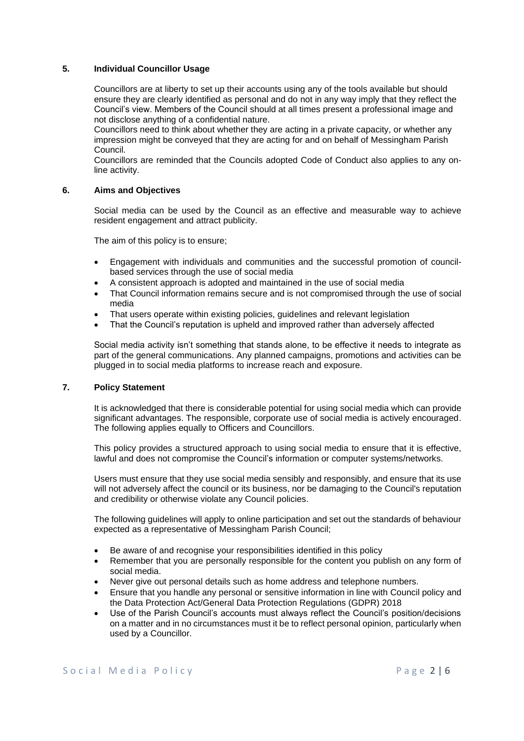## 5. Individual Councillor Usage

Councillors are at liberty to set up their accounts using any of the tools available but should ensure they are clearly identified as personal and do not in any way imply that they reflect the Council's view. Members of the Council should at all times present a professional image and not disclose anything of a confidential nature.

Councillors need to think about whether they are acting in a private capacity, or whether any impression might be conveyed that they are acting for and on behalf of Messingham Parish Council.

Councillors are reminded that the Councils adopted Code of Conduct also applies to any on-line activity.

## 6. Aims and Objectives

Social media can be used by the Council as an effective and measurable way to achieve resident engagement and attract publicity.

The aim of this policy is to ensure;

- Engagement with individuals and communities and the successful promotion of council-based services through the use of social media
- A consistent approach is adopted and maintained in the use of social media
- That Council information remains secure and is not compromised through the use of social media
- That users operate within existing policies, guidelines and relevant legislation
- That the Council's reputation is upheld and improved rather than adversely affected

Social media activity isn't something that stands alone, to be effective it needs to integrate as part of the general communications. Any planned campaigns, promotions and activities can be plugged in to social media platforms to increase reach and exposure.

## 7. Policy Statement

It is acknowledged that there is considerable potential for using social media which can provide significant advantages. The responsible, corporate use of social media is actively encouraged. The following applies equally to Officers and Councillors.

This policy provides a structured approach to using social media to ensure that it is effective, lawful and does not compromise the Council's information or computer systems/networks.

Users must ensure that they use social media sensibly and responsibly, and ensure that its use will not adversely affect the council or its business, nor be damaging to the Council's reputation and credibility or otherwise violate any Council policies.

The following guidelines will apply to online participation and set out the standards of behaviour expected as a representative of Messingham Parish Council;

- Be aware of and recognise your responsibilities identified in this policy
- Remember that you are personally responsible for the content you publish on any form of social media.
- Never give out personal details such as home address and telephone numbers.
- Ensure that you handle any personal or sensitive information in line with Council policy and the Data Protection Act/General Data Protection Regulations (GDPR) 2018
- Use of the Parish Council's accounts must always reflect the Council's position/decisions on a matter and in no circumstances must it be to reflect personal opinion, particularly when used by a Councillor.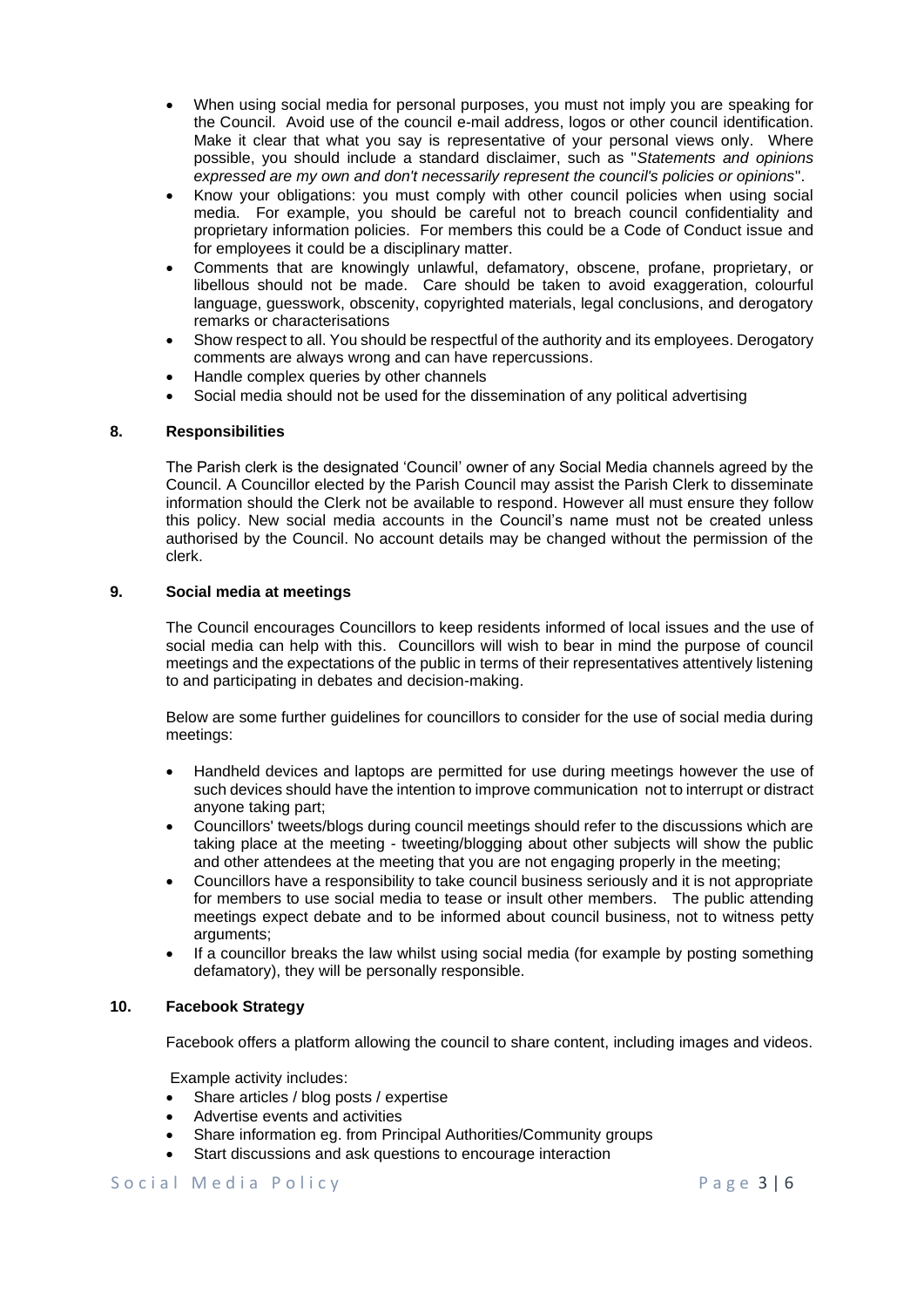- When using social media for personal purposes, you must not imply you are speaking for the Council. Avoid use of the council e-mail address, logos or other council identification. Make it clear that what you say is representative of your personal views only. Where possible, you should include a standard disclaimer, such as "*Statements and opinions expressed are my own and don't necessarily represent the council's policies or opinions*".
- Know your obligations: you must comply with other council policies when using social media. For example, you should be careful not to breach council confidentiality and proprietary information policies. For members this could be a Code of Conduct issue and for employees it could be a disciplinary matter.
- Comments that are knowingly unlawful, defamatory, obscene, profane, proprietary, or libellous should not be made. Care should be taken to avoid exaggeration, colourful language, guesswork, obscenity, copyrighted materials, legal conclusions, and derogatory remarks or characterisations
- Show respect to all. You should be respectful of the authority and its employees. Derogatory comments are always wrong and can have repercussions.
- Handle complex queries by other channels
- Social media should not be used for the dissemination of any political advertising

## 8. Responsibilities

The Parish clerk is the designated 'Council' owner of any Social Media channels agreed by the Council. A Councillor elected by the Parish Council may assist the Parish Clerk to disseminate information should the Clerk not be available to respond. However all must ensure they follow this policy. New social media accounts in the Council's name must not be created unless authorised by the Council. No account details may be changed without the permission of the clerk.

## 9. Social media at meetings

The Council encourages Councillors to keep residents informed of local issues and the use of social media can help with this. Councillors will wish to bear in mind the purpose of council meetings and the expectations of the public in terms of their representatives attentively listening to and participating in debates and decision-making.

Below are some further guidelines for councillors to consider for the use of social media during meetings:

- Handheld devices and laptops are permitted for use during meetings however the use of such devices should have the intention to improve communication not to interrupt or distract anyone taking part;
- Councillors' tweets/blogs during council meetings should refer to the discussions which are taking place at the meeting - tweeting/blogging about other subjects will show the public and other attendees at the meeting that you are not engaging properly in the meeting;
- Councillors have a responsibility to take council business seriously and it is not appropriate for members to use social media to tease or insult other members. The public attending meetings expect debate and to be informed about council business, not to witness petty arguments;
- If a councillor breaks the law whilst using social media (for example by posting something defamatory), they will be personally responsible.

## 10. Facebook Strategy

Facebook offers a platform allowing the council to share content, including images and videos.

Example activity includes:

- Share articles / blog posts / expertise
- Advertise events and activities
- Share information eg. from Principal Authorities/Community groups
- Start discussions and ask questions to encourage interaction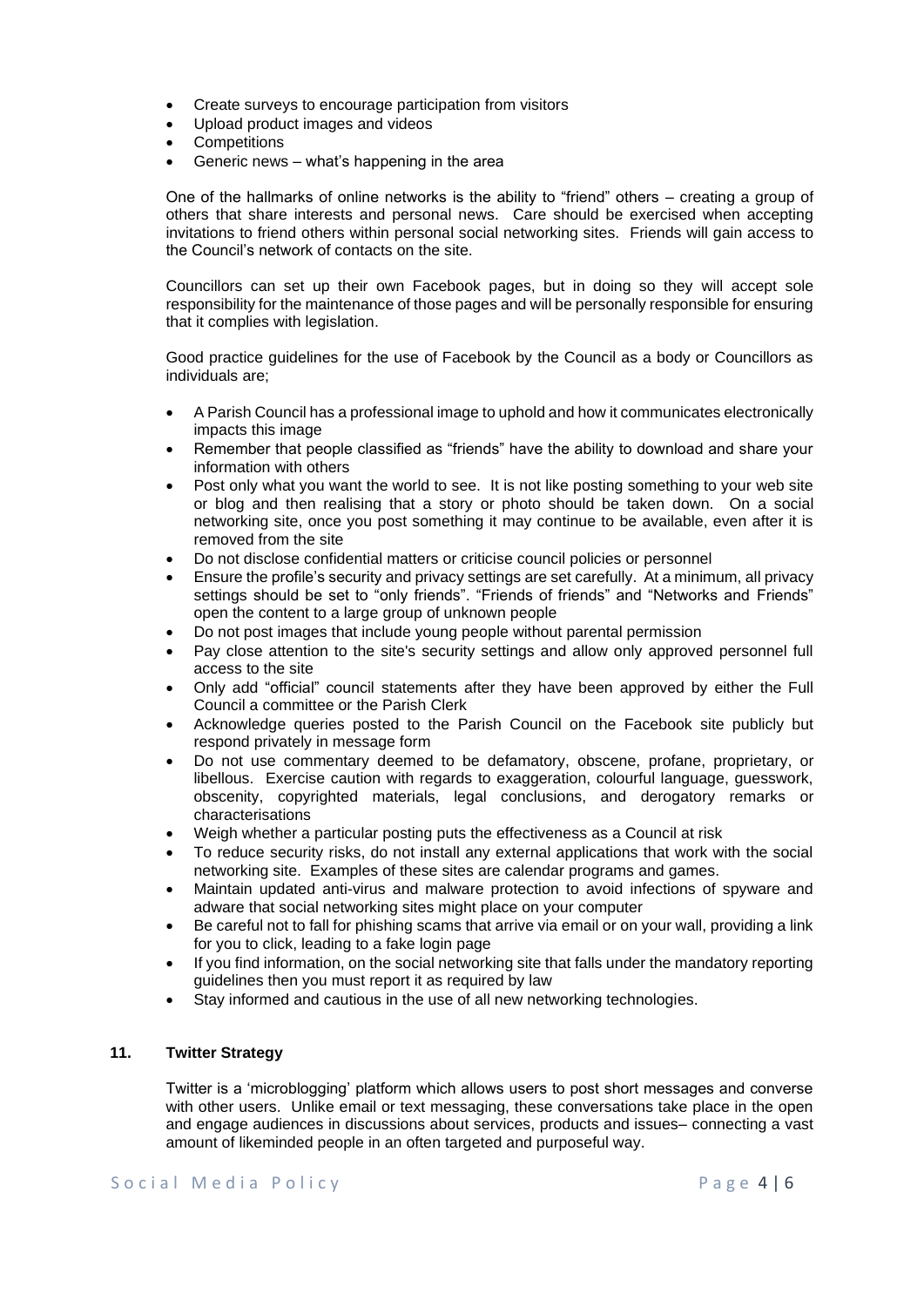- Create surveys to encourage participation from visitors
- Upload product images and videos
- Competitions
- Generic news – what's happening in the area

One of the hallmarks of online networks is the ability to "friend" others – creating a group of others that share interests and personal news. Care should be exercised when accepting invitations to friend others within personal social networking sites. Friends will gain access to the Council's network of contacts on the site.

Councillors can set up their own Facebook pages, but in doing so they will accept sole responsibility for the maintenance of those pages and will be personally responsible for ensuring that it complies with legislation.

Good practice guidelines for the use of Facebook by the Council as a body or Councillors as individuals are;

- A Parish Council has a professional image to uphold and how it communicates electronically impacts this image
- Remember that people classified as "friends" have the ability to download and share your information with others
- Post only what you want the world to see. It is not like posting something to your web site or blog and then realising that a story or photo should be taken down. On a social networking site, once you post something it may continue to be available, even after it is removed from the site
- Do not disclose confidential matters or criticise council policies or personnel
- Ensure the profile's security and privacy settings are set carefully. At a minimum, all privacy settings should be set to "only friends". "Friends of friends" and "Networks and Friends" open the content to a large group of unknown people
- Do not post images that include young people without parental permission
- Pay close attention to the site's security settings and allow only approved personnel full access to the site
- Only add "official" council statements after they have been approved by either the Full Council a committee or the Parish Clerk
- Acknowledge queries posted to the Parish Council on the Facebook site publicly but respond privately in message form
- Do not use commentary deemed to be defamatory, obscene, profane, proprietary, or libellous. Exercise caution with regards to exaggeration, colourful language, guesswork, obscenity, copyrighted materials, legal conclusions, and derogatory remarks or characterisations
- Weigh whether a particular posting puts the effectiveness as a Council at risk
- To reduce security risks, do not install any external applications that work with the social networking site. Examples of these sites are calendar programs and games.
- Maintain updated anti-virus and malware protection to avoid infections of spyware and adware that social networking sites might place on your computer
- Be careful not to fall for phishing scams that arrive via email or on your wall, providing a link for you to click, leading to a fake login page
- If you find information, on the social networking site that falls under the mandatory reporting guidelines then you must report it as required by law
- Stay informed and cautious in the use of all new networking technologies.

## 11. Twitter Strategy

Twitter is a 'microblogging' platform which allows users to post short messages and converse with other users. Unlike email or text messaging, these conversations take place in the open and engage audiences in discussions about services, products and issues– connecting a vast amount of likeminded people in an often targeted and purposeful way.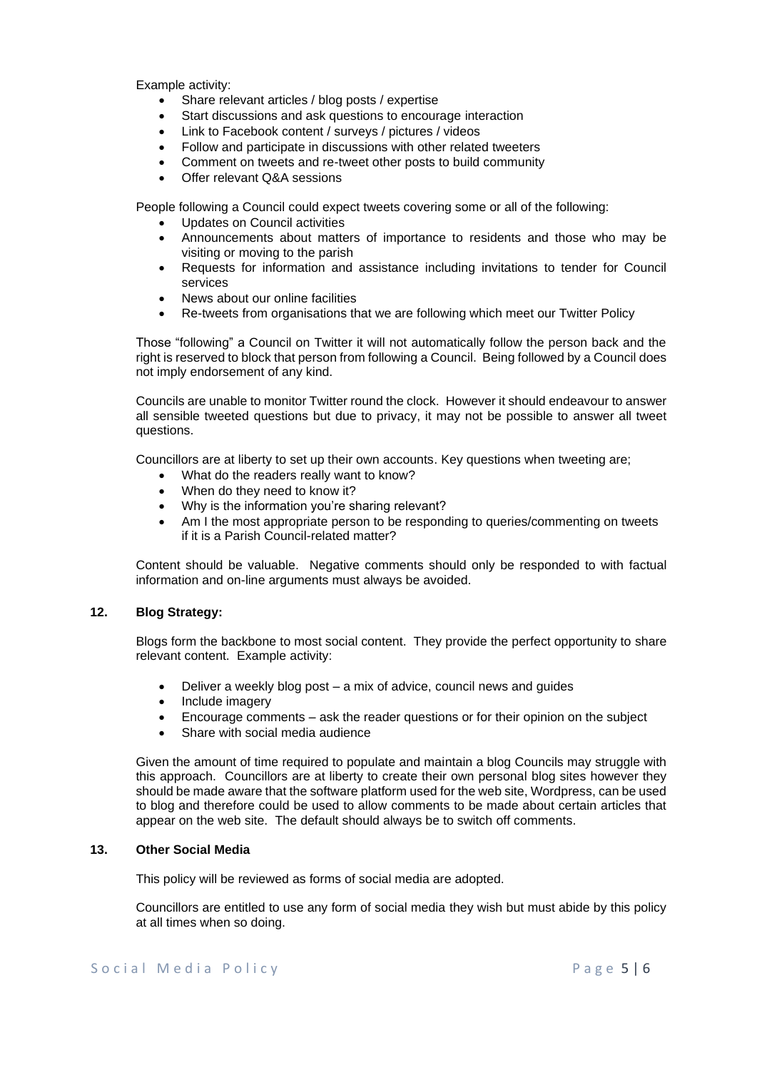Example activity:

- Share relevant articles / blog posts / expertise
- Start discussions and ask questions to encourage interaction
- Link to Facebook content / surveys / pictures / videos
- Follow and participate in discussions with other related tweeters
- Comment on tweets and re-tweet other posts to build community
- Offer relevant Q&A sessions

People following a Council could expect tweets covering some or all of the following:

- Updates on Council activities
- Announcements about matters of importance to residents and those who may be visiting or moving to the parish
- Requests for information and assistance including invitations to tender for Council services
- News about our online facilities
- Re-tweets from organisations that we are following which meet our Twitter Policy

Those "following" a Council on Twitter it will not automatically follow the person back and the right is reserved to block that person from following a Council. Being followed by a Council does not imply endorsement of any kind.

Councils are unable to monitor Twitter round the clock. However it should endeavour to answer all sensible tweeted questions but due to privacy, it may not be possible to answer all tweet questions.

Councillors are at liberty to set up their own accounts. Key questions when tweeting are;

- What do the readers really want to know?
- When do they need to know it?
- Why is the information you're sharing relevant?
- Am I the most appropriate person to be responding to queries/commenting on tweets if it is a Parish Council-related matter?

Content should be valuable. Negative comments should only be responded to with factual information and on-line arguments must always be avoided.

## 12. Blog Strategy:

Blogs form the backbone to most social content. They provide the perfect opportunity to share relevant content. Example activity:

- Deliver a weekly blog post – a mix of advice, council news and guides
- Include imagery
- Encourage comments – ask the reader questions or for their opinion on the subject
- Share with social media audience

Given the amount of time required to populate and maintain a blog Councils may struggle with this approach. Councillors are at liberty to create their own personal blog sites however they should be made aware that the software platform used for the web site, Wordpress, can be used to blog and therefore could be used to allow comments to be made about certain articles that appear on the web site. The default should always be to switch off comments.

## 13. Other Social Media

This policy will be reviewed as forms of social media are adopted.

Councillors are entitled to use any form of social media they wish but must abide by this policy at all times when so doing.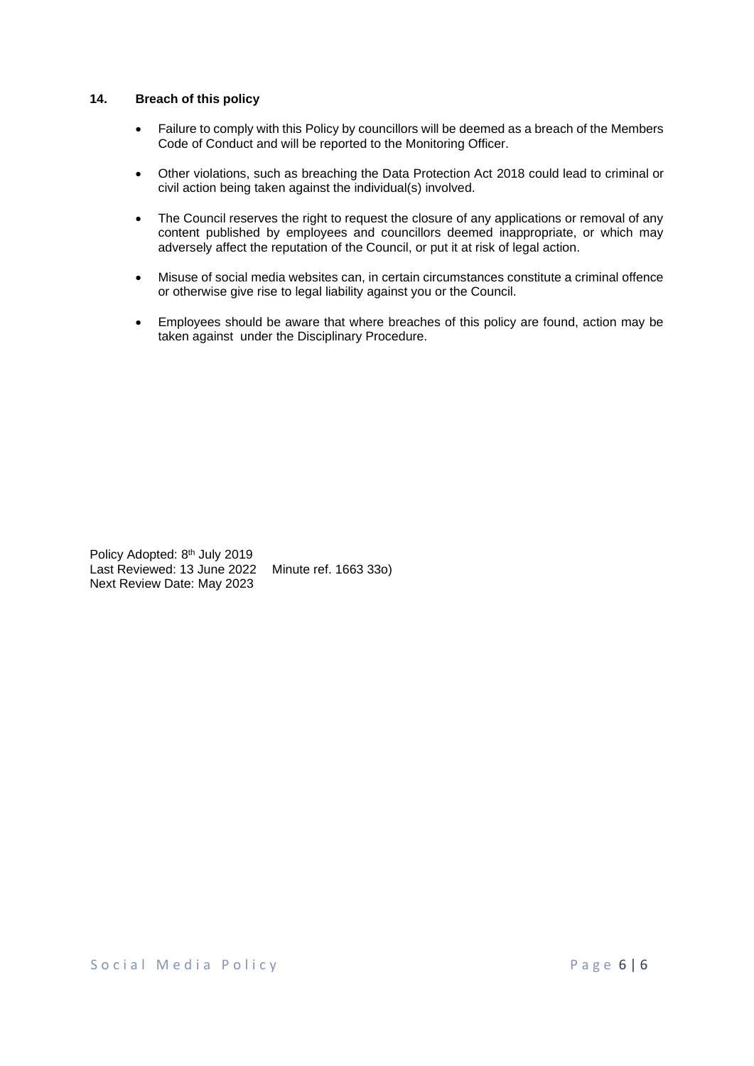## 14. Breach of this policy

- Failure to comply with this Policy by councillors will be deemed as a breach of the Members Code of Conduct and will be reported to the Monitoring Officer.
- Other violations, such as breaching the Data Protection Act 2018 could lead to criminal or civil action being taken against the individual(s) involved.
- The Council reserves the right to request the closure of any applications or removal of any content published by employees and councillors deemed inappropriate, or which may adversely affect the reputation of the Council, or put it at risk of legal action.
- Misuse of social media websites can, in certain circumstances constitute a criminal offence or otherwise give rise to legal liability against you or the Council.
- Employees should be aware that where breaches of this policy are found, action may be taken against under the Disciplinary Procedure.

Policy Adopted: 8th July 2019
Last Reviewed: 13 June 2022 Minute ref. 1663 33o)
Next Review Date: May 2023